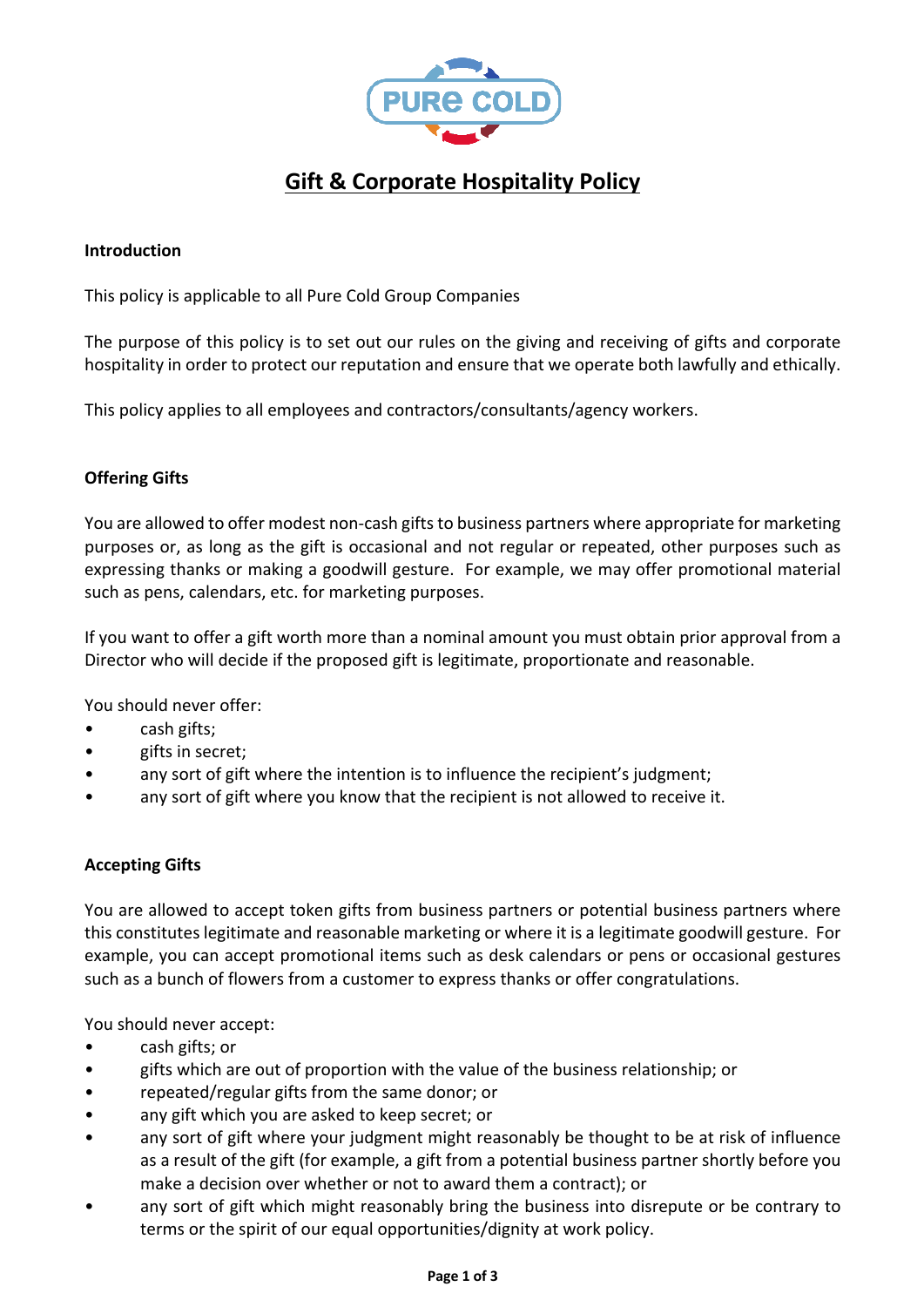# Gift & Corporate Hospitality Policy

**Introduction**

This policy is applicable to all Pure Cold Group Companies

The purpose of this policy is to set out our rules on the giving and receiving of gifts and corporate hospitality in order to protect our reputation and ensure that we operate both lawfully and ethically.

This policy applies to all employees and contractors/consultants/agency workers.

**Offering Gifts**

You are allowed to offer modest non-cash gifts to business partners where appropriate for marketing purposes or, as long as the gift is occasional and not regular or repeated, other purposes such as expressing thanks or making a goodwill gesture. For example, we may offer promotional material such as pens, calendars, etc. for marketing purposes.

If you want to offer a gift worth more than a nominal amount you must obtain prior approval from a Director who will decide if the proposed gift is legitimate, proportionate and reasonable.

You should never offer:

- cash gifts;
- gifts in secret;
- any sort of gift where the intention is to influence the recipient's judgment;
- any sort of gift where you know that the recipient is not allowed to receive it.

**Accepting Gifts**

You are allowed to accept token gifts from business partners or potential business partners where this constitutes legitimate and reasonable marketing or where it is a legitimate goodwill gesture. For example, you can accept promotional items such as desk calendars or pens or occasional gestures such as a bunch of flowers from a customer to express thanks or offer congratulations.

You should never accept:

- cash gifts; or
- gifts which are out of proportion with the value of the business relationship; or
- repeated/regular gifts from the same donor; or
- any gift which you are asked to keep secret; or
- any sort of gift where your judgment might reasonably be thought to be at risk of influence as a result of the gift (for example, a gift from a potential business partner shortly before you make a decision over whether or not to award them a contract); or
- any sort of gift which might reasonably bring the business into disrepute or be contrary to terms or the spirit of our equal opportunities/dignity at work policy.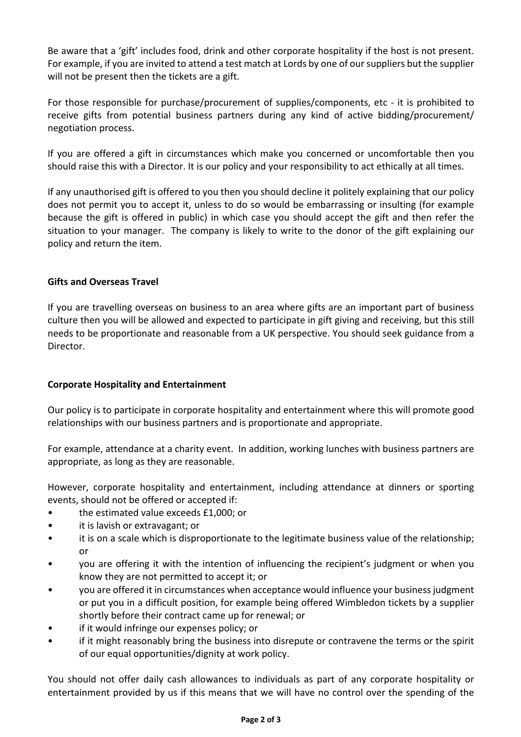Be aware that a 'gift' includes food, drink and other corporate hospitality if the host is not present. For example, if you are invited to attend a test match at Lords by one of our suppliers but the supplier will not be present then the tickets are a gift.

For those responsible for purchase/procurement of supplies/components, etc - it is prohibited to receive gifts from potential business partners during any kind of active bidding/procurement/ negotiation process.

If you are offered a gift in circumstances which make you concerned or uncomfortable then you should raise this with a Director. It is our policy and your responsibility to act ethically at all times.

If any unauthorised gift is offered to you then you should decline it politely explaining that our policy does not permit you to accept it, unless to do so would be embarrassing or insulting (for example because the gift is offered in public) in which case you should accept the gift and then refer the situation to your manager. The company is likely to write to the donor of the gift explaining our policy and return the item.

**Gifts and Overseas Travel**

If you are travelling overseas on business to an area where gifts are an important part of business culture then you will be allowed and expected to participate in gift giving and receiving, but this still needs to be proportionate and reasonable from a UK perspective. You should seek guidance from a Director.

**Corporate Hospitality and Entertainment**

Our policy is to participate in corporate hospitality and entertainment where this will promote good relationships with our business partners and is proportionate and appropriate.

For example, attendance at a charity event. In addition, working lunches with business partners are appropriate, as long as they are reasonable.

However, corporate hospitality and entertainment, including attendance at dinners or sporting events, should not be offered or accepted if:

- the estimated value exceeds £1,000; or
- it is lavish or extravagant; or
- it is on a scale which is disproportionate to the legitimate business value of the relationship; or
- you are offering it with the intention of influencing the recipient's judgment or when you know they are not permitted to accept it; or
- you are offered it in circumstances when acceptance would influence your business judgment or put you in a difficult position, for example being offered Wimbledon tickets by a supplier shortly before their contract came up for renewal; or
- if it would infringe our expenses policy; or
- if it might reasonably bring the business into disrepute or contravene the terms or the spirit of our equal opportunities/dignity at work policy.

You should not offer daily cash allowances to individuals as part of any corporate hospitality or entertainment provided by us if this means that we will have no control over the spending of the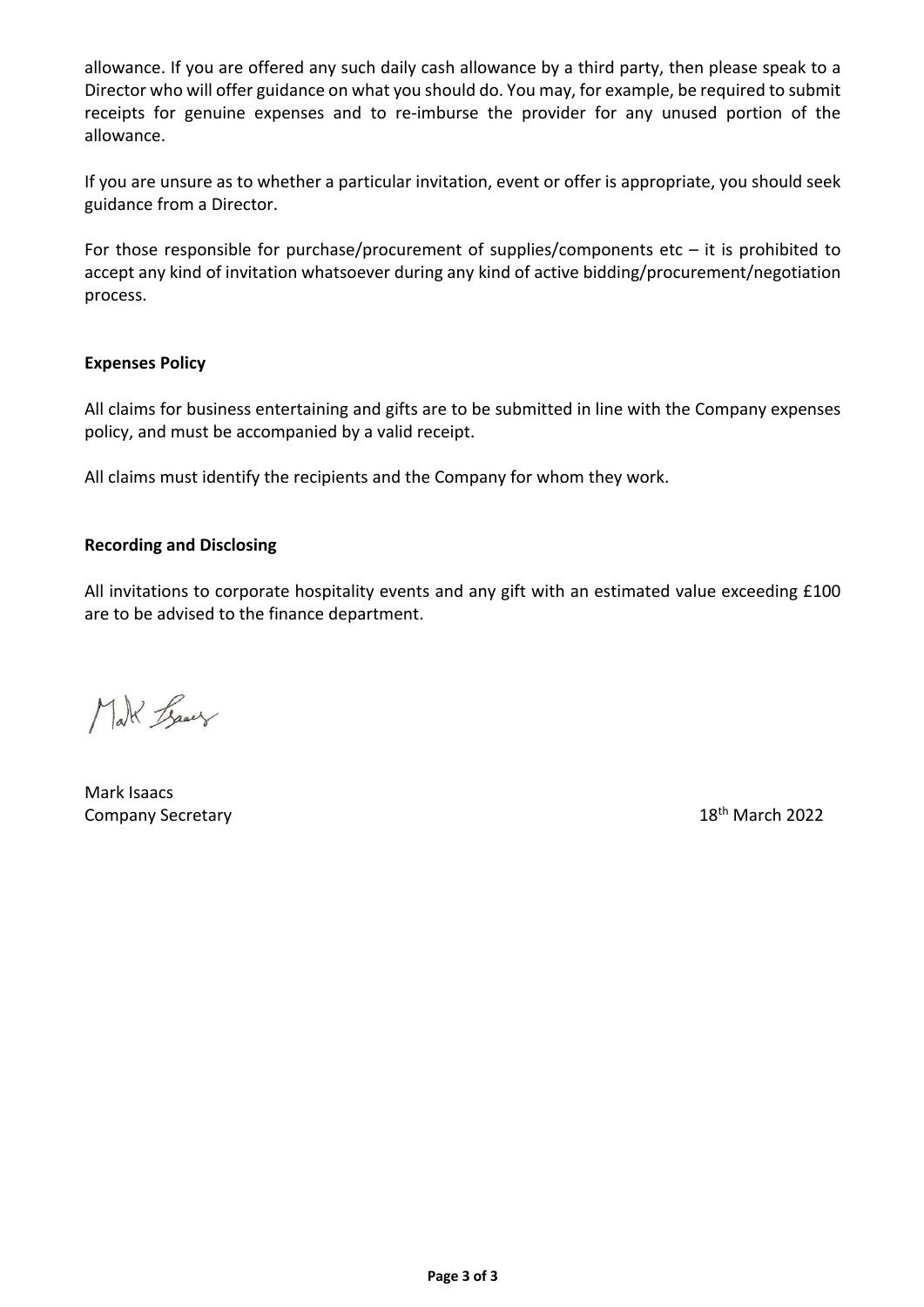allowance. If you are offered any such daily cash allowance by a third party, then please speak to a Director who will offer guidance on what you should do. You may, for example, be required to submit receipts for genuine expenses and to re-imburse the provider for any unused portion of the allowance.

If you are unsure as to whether a particular invitation, event or offer is appropriate, you should seek guidance from a Director.

For those responsible for purchase/procurement of supplies/components etc – it is prohibited to accept any kind of invitation whatsoever during any kind of active bidding/procurement/negotiation process.

**Expenses Policy**

All claims for business entertaining and gifts are to be submitted in line with the Company expenses policy, and must be accompanied by a valid receipt.

All claims must identify the recipients and the Company for whom they work.

**Recording and Disclosing**

All invitations to corporate hospitality events and any gift with an estimated value exceeding £100 are to be advised to the finance department.

Mark Isaacs
Company Secretary

18th March 2022